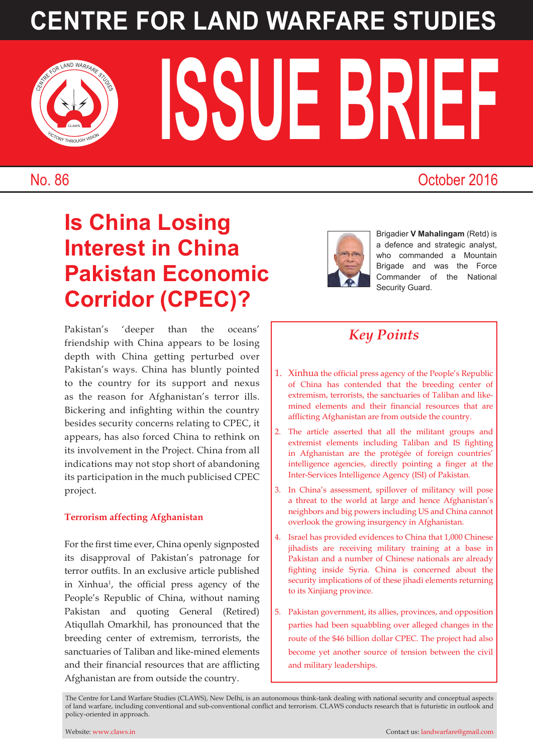# CENTRE FOR LAND WARFARE STUDIES

# ISSUE BRIEF

No. 86 October 2016

## Is China Losing Interest in China Pakistan Economic Corridor (CPEC)?

Brigadier **V Mahalingam** (Retd) is a defence and strategic analyst, who commanded a Mountain Brigade and was the Force Commander of the National Security Guard.

Pakistan's 'deeper than the oceans' friendship with China appears to be losing depth with China getting perturbed over Pakistan's ways. China has bluntly pointed to the country for its support and nexus as the reason for Afghanistan's terror ills. Bickering and infighting within the country besides security concerns relating to CPEC, it appears, has also forced China to rethink on its involvement in the Project. China from all indications may not stop short of abandoning its participation in the much publicised CPEC project.

### Terrorism affecting Afghanistan

For the first time ever, China openly signposted its disapproval of Pakistan's patronage for terror outfits. In an exclusive article published in Xinhua[1], the official press agency of the People's Republic of China, without naming Pakistan and quoting General (Retired) Atiqullah Omarkhil, has pronounced that the breeding center of extremism, terrorists, the sanctuaries of Taliban and like-mined elements and their financial resources that are afflicting Afghanistan are from outside the country.

### *Key Points*

1. Xinhua the official press agency of the People's Republic of China has contended that the breeding center of extremism, terrorists, the sanctuaries of Taliban and like-mined elements and their financial resources that are afflicting Afghanistan are from outside the country.
2. The article asserted that all the militant groups and extremist elements including Taliban and IS fighting in Afghanistan are the protégée of foreign countries' intelligence agencies, directly pointing a finger at the Inter-Services Intelligence Agency (ISI) of Pakistan.
3. In China's assessment, spillover of militancy will pose a threat to the world at large and hence Afghanistan's neighbors and big powers including US and China cannot overlook the growing insurgency in Afghanistan.
4. Israel has provided evidences to China that 1,000 Chinese jihadists are receiving military training at a base in Pakistan and a number of Chinese nationals are already fighting inside Syria. China is concerned about the security implications of of these jihadi elements returning to its Xinjiang province.
5. Pakistan government, its allies, provinces, and opposition parties had been squabbling over alleged changes in the route of the $46 billion dollar CPEC. The project had also become yet another source of tension between the civil and military leaderships.

The Centre for Land Warfare Studies (CLAWS), New Delhi, is an autonomous think-tank dealing with national security and conceptual aspects of land warfare, including conventional and sub-conventional conflict and terrorism. CLAWS conducts research that is futuristic in outlook and policy-oriented in approach.

Website: www.claws.in Contact us: landwarfare@gmail.com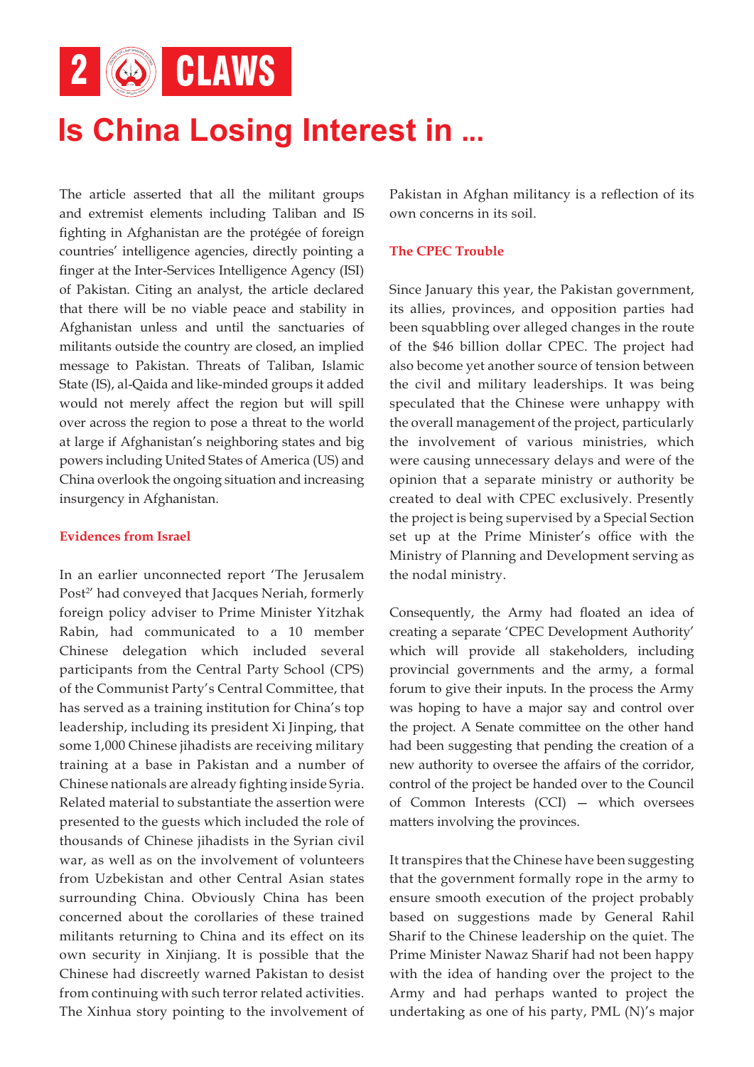The article asserted that all the militant groups and extremist elements including Taliban and IS fighting in Afghanistan are the protégée of foreign countries' intelligence agencies, directly pointing a finger at the Inter-Services Intelligence Agency (ISI) of Pakistan. Citing an analyst, the article declared that there will be no viable peace and stability in Afghanistan unless and until the sanctuaries of militants outside the country are closed, an implied message to Pakistan. Threats of Taliban, Islamic State (IS), al-Qaida and like-minded groups it added would not merely affect the region but will spill over across the region to pose a threat to the world at large if Afghanistan's neighboring states and big powers including United States of America (US) and China overlook the ongoing situation and increasing insurgency in Afghanistan.

### Evidences from Israel

In an earlier unconnected report 'The Jerusalem Post[2]' had conveyed that Jacques Neriah, formerly foreign policy adviser to Prime Minister Yitzhak Rabin, had communicated to a 10 member Chinese delegation which included several participants from the Central Party School (CPS) of the Communist Party's Central Committee, that has served as a training institution for China's top leadership, including its president Xi Jinping, that some 1,000 Chinese jihadists are receiving military training at a base in Pakistan and a number of Chinese nationals are already fighting inside Syria. Related material to substantiate the assertion were presented to the guests which included the role of thousands of Chinese jihadists in the Syrian civil war, as well as on the involvement of volunteers from Uzbekistan and other Central Asian states surrounding China. Obviously China has been concerned about the corollaries of these trained militants returning to China and its effect on its own security in Xinjiang. It is possible that the Chinese had discreetly warned Pakistan to desist from continuing with such terror related activities. The Xinhua story pointing to the involvement of Pakistan in Afghan militancy is a reflection of its own concerns in its soil.

### The CPEC Trouble

Since January this year, the Pakistan government, its allies, provinces, and opposition parties had been squabbling over alleged changes in the route of the $46 billion dollar CPEC. The project had also become yet another source of tension between the civil and military leaderships. It was being speculated that the Chinese were unhappy with the overall management of the project, particularly the involvement of various ministries, which were causing unnecessary delays and were of the opinion that a separate ministry or authority be created to deal with CPEC exclusively. Presently the project is being supervised by a Special Section set up at the Prime Minister's office with the Ministry of Planning and Development serving as the nodal ministry.

Consequently, the Army had floated an idea of creating a separate 'CPEC Development Authority' which will provide all stakeholders, including provincial governments and the army, a formal forum to give their inputs. In the process the Army was hoping to have a major say and control over the project. A Senate committee on the other hand had been suggesting that pending the creation of a new authority to oversee the affairs of the corridor, control of the project be handed over to the Council of Common Interests (CCI) — which oversees matters involving the provinces.

It transpires that the Chinese have been suggesting that the government formally rope in the army to ensure smooth execution of the project probably based on suggestions made by General Rahil Sharif to the Chinese leadership on the quiet. The Prime Minister Nawaz Sharif had not been happy with the idea of handing over the project to the Army and had perhaps wanted to project the undertaking as one of his party, PML (N)'s major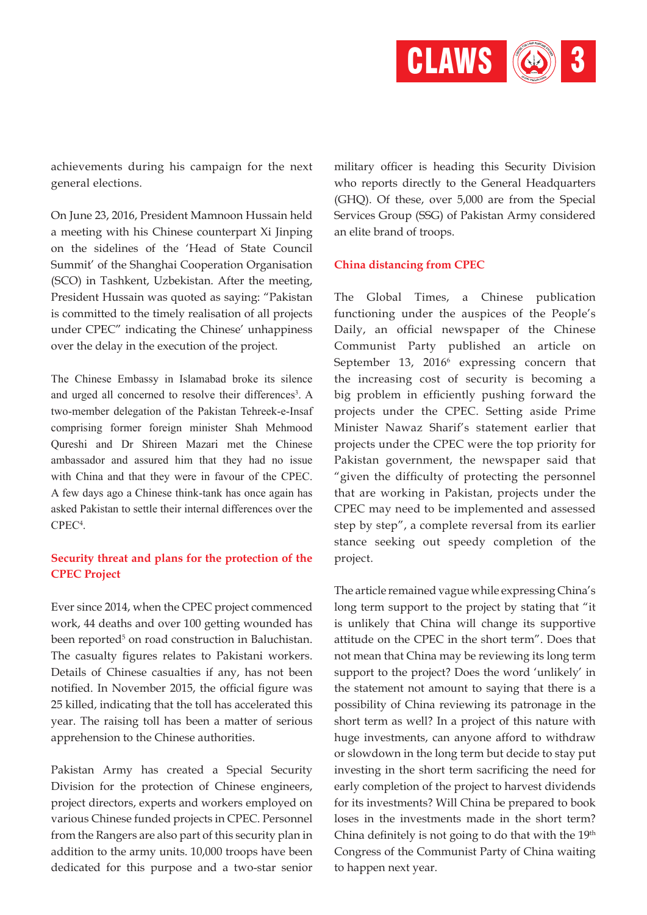achievements during his campaign for the next general elections.

On June 23, 2016, President Mamnoon Hussain held a meeting with his Chinese counterpart Xi Jinping on the sidelines of the 'Head of State Council Summit' of the Shanghai Cooperation Organisation (SCO) in Tashkent, Uzbekistan. After the meeting, President Hussain was quoted as saying: "Pakistan is committed to the timely realisation of all projects under CPEC" indicating the Chinese' unhappiness over the delay in the execution of the project.

The Chinese Embassy in Islamabad broke its silence and urged all concerned to resolve their differences[3]. A two-member delegation of the Pakistan Tehreek-e-Insaf comprising former foreign minister Shah Mehmood Qureshi and Dr Shireen Mazari met the Chinese ambassador and assured him that they had no issue with China and that they were in favour of the CPEC. A few days ago a Chinese think-tank has once again has asked Pakistan to settle their internal differences over the CPEC[4].

## Security threat and plans for the protection of the CPEC Project

Ever since 2014, when the CPEC project commenced work, 44 deaths and over 100 getting wounded has been reported[5] on road construction in Baluchistan. The casualty figures relates to Pakistani workers. Details of Chinese casualties if any, has not been notified. In November 2015, the official figure was 25 killed, indicating that the toll has accelerated this year. The raising toll has been a matter of serious apprehension to the Chinese authorities.

Pakistan Army has created a Special Security Division for the protection of Chinese engineers, project directors, experts and workers employed on various Chinese funded projects in CPEC. Personnel from the Rangers are also part of this security plan in addition to the army units. 10,000 troops have been dedicated for this purpose and a two-star senior military officer is heading this Security Division who reports directly to the General Headquarters (GHQ). Of these, over 5,000 are from the Special Services Group (SSG) of Pakistan Army considered an elite brand of troops.

## China distancing from CPEC

The Global Times, a Chinese publication functioning under the auspices of the People's Daily, an official newspaper of the Chinese Communist Party published an article on September 13, 2016[6] expressing concern that the increasing cost of security is becoming a big problem in efficiently pushing forward the projects under the CPEC. Setting aside Prime Minister Nawaz Sharif's statement earlier that projects under the CPEC were the top priority for Pakistan government, the newspaper said that "given the difficulty of protecting the personnel that are working in Pakistan, projects under the CPEC may need to be implemented and assessed step by step", a complete reversal from its earlier stance seeking out speedy completion of the project.

The article remained vague while expressing China's long term support to the project by stating that "it is unlikely that China will change its supportive attitude on the CPEC in the short term". Does that not mean that China may be reviewing its long term support to the project? Does the word 'unlikely' in the statement not amount to saying that there is a possibility of China reviewing its patronage in the short term as well? In a project of this nature with huge investments, can anyone afford to withdraw or slowdown in the long term but decide to stay put investing in the short term sacrificing the need for early completion of the project to harvest dividends for its investments? Will China be prepared to book loses in the investments made in the short term? China definitely is not going to do that with the 19th Congress of the Communist Party of China waiting to happen next year.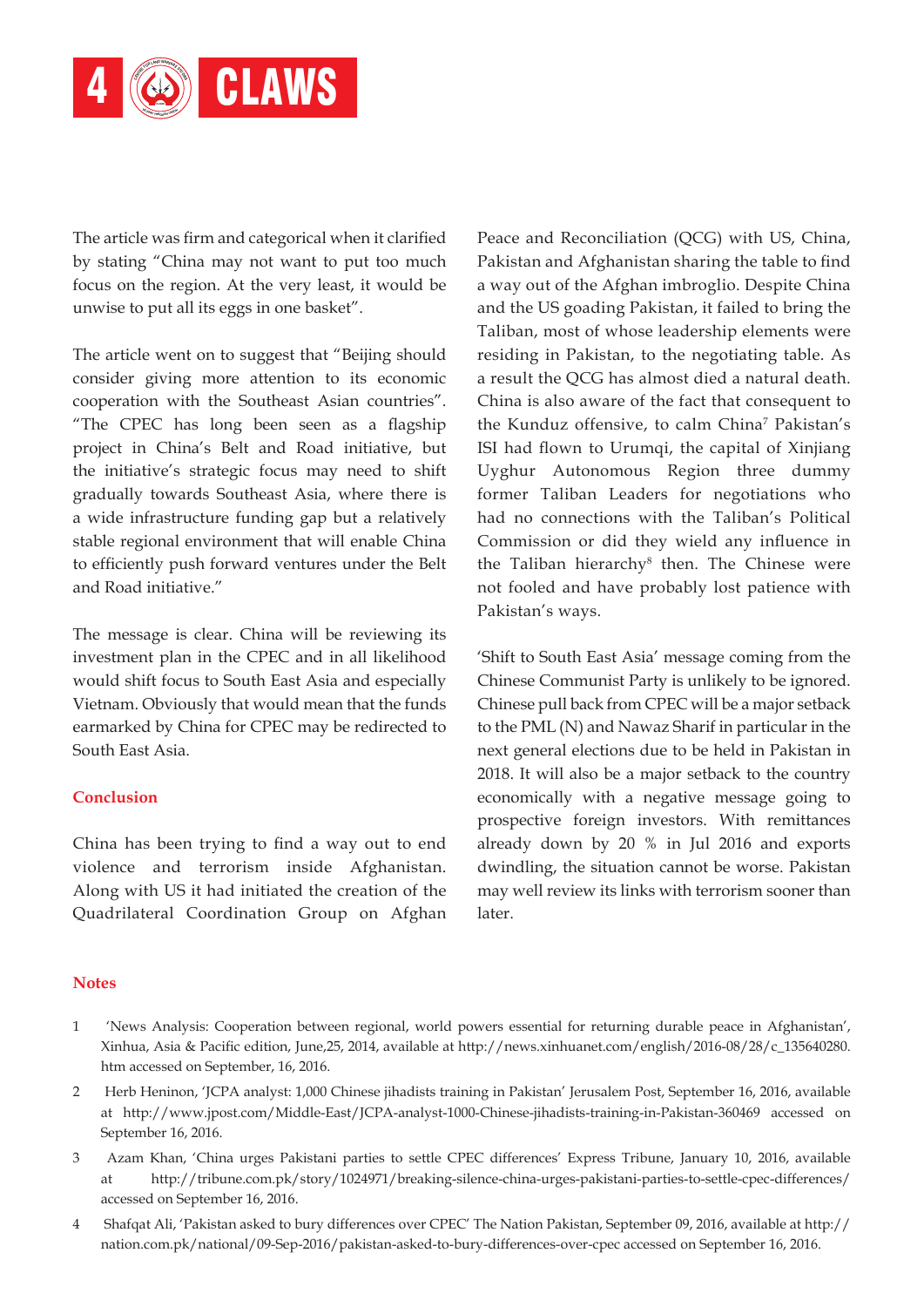The article was firm and categorical when it clarified by stating "China may not want to put too much focus on the region. At the very least, it would be unwise to put all its eggs in one basket".

The article went on to suggest that "Beijing should consider giving more attention to its economic cooperation with the Southeast Asian countries". "The CPEC has long been seen as a flagship project in China's Belt and Road initiative, but the initiative's strategic focus may need to shift gradually towards Southeast Asia, where there is a wide infrastructure funding gap but a relatively stable regional environment that will enable China to efficiently push forward ventures under the Belt and Road initiative."

The message is clear. China will be reviewing its investment plan in the CPEC and in all likelihood would shift focus to South East Asia and especially Vietnam. Obviously that would mean that the funds earmarked by China for CPEC may be redirected to South East Asia.

## Conclusion

China has been trying to find a way out to end violence and terrorism inside Afghanistan. Along with US it had initiated the creation of the Quadrilateral Coordination Group on Afghan Peace and Reconciliation (QCG) with US, China, Pakistan and Afghanistan sharing the table to find a way out of the Afghan imbroglio. Despite China and the US goading Pakistan, it failed to bring the Taliban, most of whose leadership elements were residing in Pakistan, to the negotiating table. As a result the QCG has almost died a natural death. China is also aware of the fact that consequent to the Kunduz offensive, to calm China[7] Pakistan's ISI had flown to Urumqi, the capital of Xinjiang Uyghur Autonomous Region three dummy former Taliban Leaders for negotiations who had no connections with the Taliban's Political Commission or did they wield any influence in the Taliban hierarchy[8] then. The Chinese were not fooled and have probably lost patience with Pakistan's ways.

'Shift to South East Asia' message coming from the Chinese Communist Party is unlikely to be ignored. Chinese pull back from CPEC will be a major setback to the PML (N) and Nawaz Sharif in particular in the next general elections due to be held in Pakistan in 2018. It will also be a major setback to the country economically with a negative message going to prospective foreign investors. With remittances already down by 20 % in Jul 2016 and exports dwindling, the situation cannot be worse. Pakistan may well review its links with terrorism sooner than later.

## Notes

1. 'News Analysis: Cooperation between regional, world powers essential for returning durable peace in Afghanistan', Xinhua, Asia & Pacific edition, June,25, 2014, available at http://news.xinhuanet.com/english/2016-08/28/c_135640280.htm accessed on September, 16, 2016.
2. Herb Heninon, 'JCPA analyst: 1,000 Chinese jihadists training in Pakistan' Jerusalem Post, September 16, 2016, available at http://www.jpost.com/Middle-East/JCPA-analyst-1000-Chinese-jihadists-training-in-Pakistan-360469 accessed on September 16, 2016.
3. Azam Khan, 'China urges Pakistani parties to settle CPEC differences' Express Tribune, January 10, 2016, available at http://tribune.com.pk/story/1024971/breaking-silence-china-urges-pakistani-parties-to-settle-cpec-differences/ accessed on September 16, 2016.
4. Shafqat Ali, 'Pakistan asked to bury differences over CPEC' The Nation Pakistan, September 09, 2016, available at http://nation.com.pk/national/09-Sep-2016/pakistan-asked-to-bury-differences-over-cpec accessed on September 16, 2016.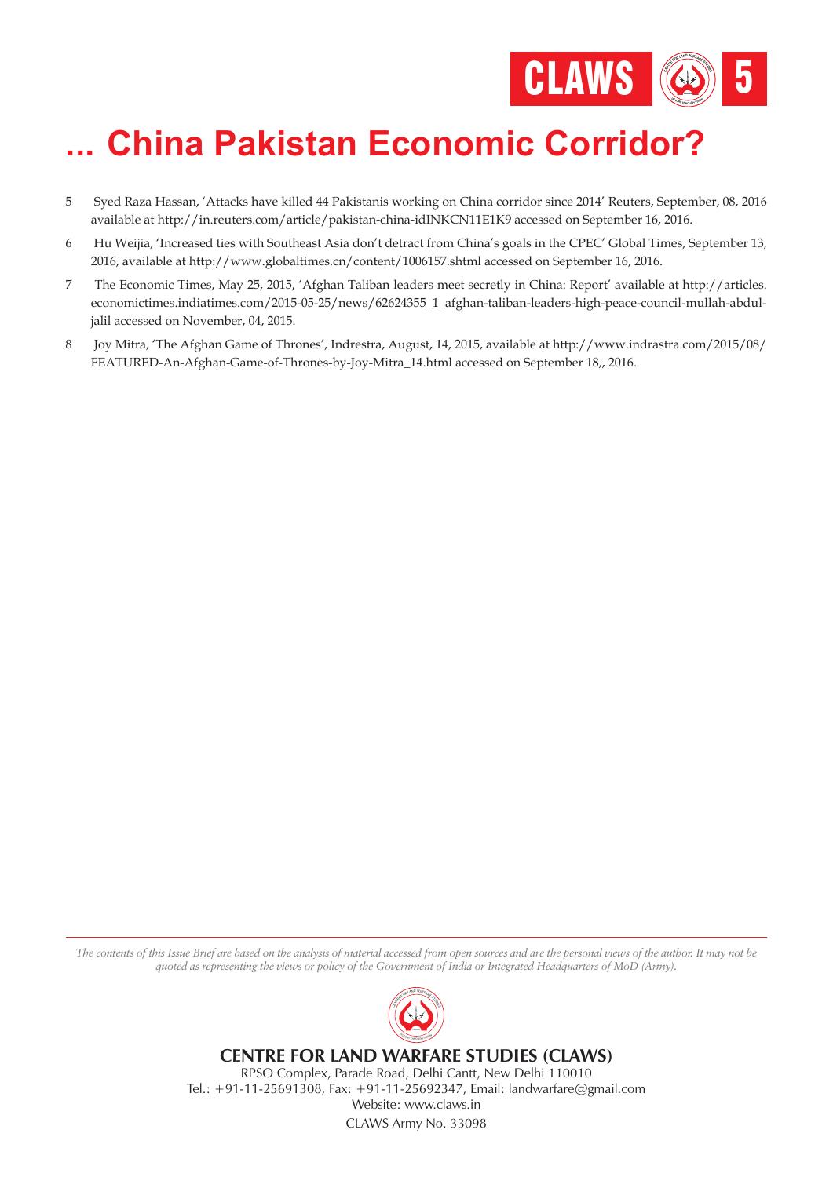# ... China Pakistan Economic Corridor?

5 Syed Raza Hassan, 'Attacks have killed 44 Pakistanis working on China corridor since 2014' Reuters, September, 08, 2016 available at http://in.reuters.com/article/pakistan-china-idINKCN11E1K9 accessed on September 16, 2016.

6 Hu Weijia, 'Increased ties with Southeast Asia don't detract from China's goals in the CPEC' Global Times, September 13, 2016, available at http://www.globaltimes.cn/content/1006157.shtml accessed on September 16, 2016.

7 The Economic Times, May 25, 2015, 'Afghan Taliban leaders meet secretly in China: Report' available at http://articles.economictimes.indiatimes.com/2015-05-25/news/62624355_1_afghan-taliban-leaders-high-peace-council-mullah-abdul-jalil accessed on November, 04, 2015.

8 Joy Mitra, 'The Afghan Game of Thrones', Indrestra, August, 14, 2015, available at http://www.indrastra.com/2015/08/FEATURED-An-Afghan-Game-of-Thrones-by-Joy-Mitra_14.html accessed on September 18,, 2016.

---

*The contents of this Issue Brief are based on the analysis of material accessed from open sources and are the personal views of the author. It may not be quoted as representing the views or policy of the Government of India or Integrated Headquarters of MoD (Army).*

**CENTRE FOR LAND WARFARE STUDIES (CLAWS)**

RPSO Complex, Parade Road, Delhi Cantt, New Delhi 110010

Tel.: +91-11-25691308, Fax: +91-11-25692347, Email: landwarfare@gmail.com

Website: www.claws.in

CLAWS Army No. 33098